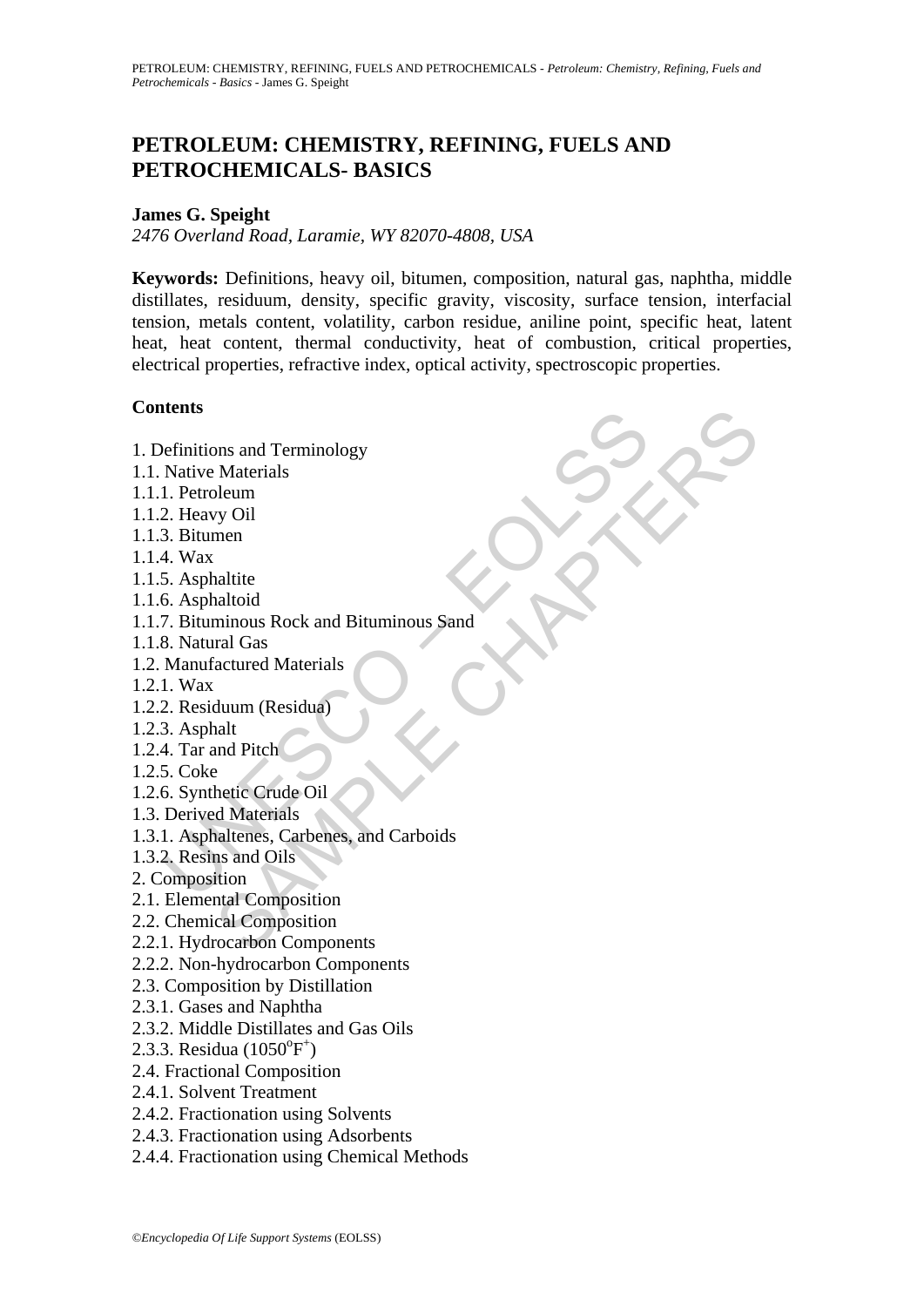# PETROLEUM: CHEMISTRY, REFINING, FUELS AND PETROCHEMICALS- BASICS

**James G. Speight**

*2476 Overland Road, Laramie, WY 82070-4808, USA*

**Keywords:** Definitions, heavy oil, bitumen, composition, natural gas, naphtha, middle distillates, residuum, density, specific gravity, viscosity, surface tension, interfacial tension, metals content, volatility, carbon residue, aniline point, specific heat, latent heat, heat content, thermal conductivity, heat of combustion, critical properties, electrical properties, refractive index, optical activity, spectroscopic properties.

**Contents**

1. Definitions and Terminology
1.1. Native Materials
1.1.1. Petroleum
1.1.2. Heavy Oil
1.1.3. Bitumen
1.1.4. Wax
1.1.5. Asphaltite
1.1.6. Asphaltoid
1.1.7. Bituminous Rock and Bituminous Sand
1.1.8. Natural Gas
1.2. Manufactured Materials
1.2.1. Wax
1.2.2. Residuum (Residua)
1.2.3. Asphalt
1.2.4. Tar and Pitch
1.2.5. Coke
1.2.6. Synthetic Crude Oil
1.3. Derived Materials
1.3.1. Asphaltenes, Carbenes, and Carboids
1.3.2. Resins and Oils
2. Composition
2.1. Elemental Composition
2.2. Chemical Composition
2.2.1. Hydrocarbon Components
2.2.2. Non-hydrocarbon Components
2.3. Composition by Distillation
2.3.1. Gases and Naphtha
2.3.2. Middle Distillates and Gas Oils
2.3.3. Residua ($1050^{o}F^{+}$)
2.4. Fractional Composition
2.4.1. Solvent Treatment
2.4.2. Fractionation using Solvents
2.4.3. Fractionation using Adsorbents
2.4.4. Fractionation using Chemical Methods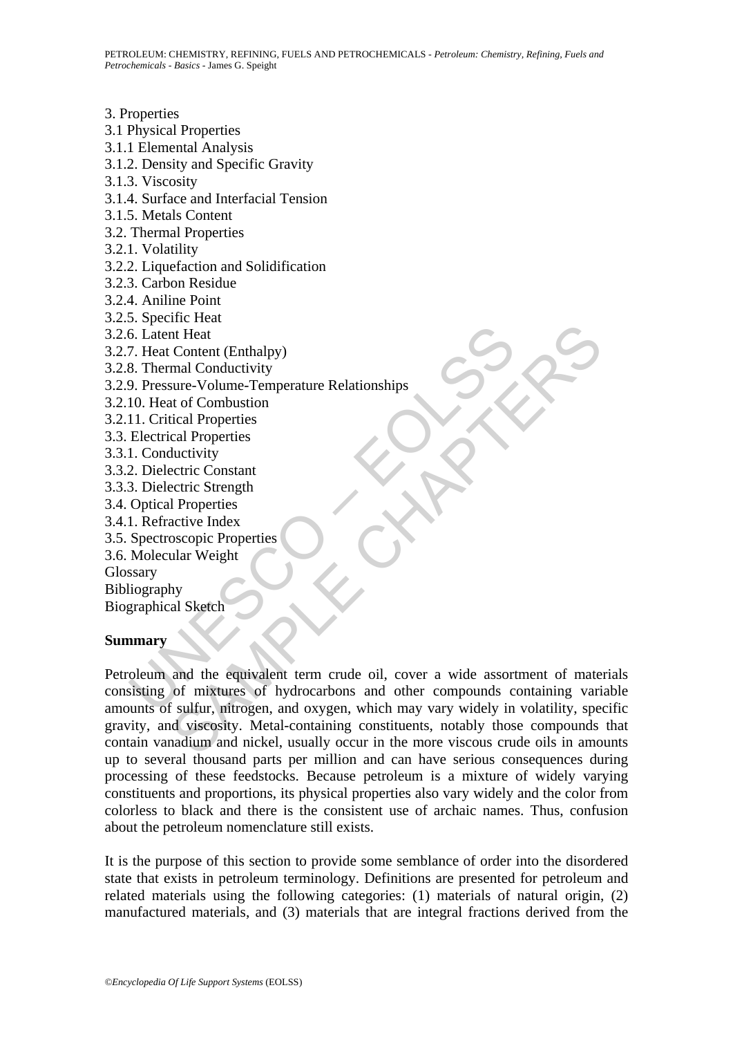3. Properties
3.1 Physical Properties
3.1.1 Elemental Analysis
3.1.2. Density and Specific Gravity
3.1.3. Viscosity
3.1.4. Surface and Interfacial Tension
3.1.5. Metals Content
3.2. Thermal Properties
3.2.1. Volatility
3.2.2. Liquefaction and Solidification
3.2.3. Carbon Residue
3.2.4. Aniline Point
3.2.5. Specific Heat
3.2.6. Latent Heat
3.2.7. Heat Content (Enthalpy)
3.2.8. Thermal Conductivity
3.2.9. Pressure-Volume-Temperature Relationships
3.2.10. Heat of Combustion
3.2.11. Critical Properties
3.3. Electrical Properties
3.3.1. Conductivity
3.3.2. Dielectric Constant
3.3.3. Dielectric Strength
3.4. Optical Properties
3.4.1. Refractive Index
3.5. Spectroscopic Properties
3.6. Molecular Weight
Glossary
Bibliography
Biographical Sketch

**Summary**

Petroleum and the equivalent term crude oil, cover a wide assortment of materials consisting of mixtures of hydrocarbons and other compounds containing variable amounts of sulfur, nitrogen, and oxygen, which may vary widely in volatility, specific gravity, and viscosity. Metal-containing constituents, notably those compounds that contain vanadium and nickel, usually occur in the more viscous crude oils in amounts up to several thousand parts per million and can have serious consequences during processing of these feedstocks. Because petroleum is a mixture of widely varying constituents and proportions, its physical properties also vary widely and the color from colorless to black and there is the consistent use of archaic names. Thus, confusion about the petroleum nomenclature still exists.

It is the purpose of this section to provide some semblance of order into the disordered state that exists in petroleum terminology. Definitions are presented for petroleum and related materials using the following categories: (1) materials of natural origin, (2) manufactured materials, and (3) materials that are integral fractions derived from the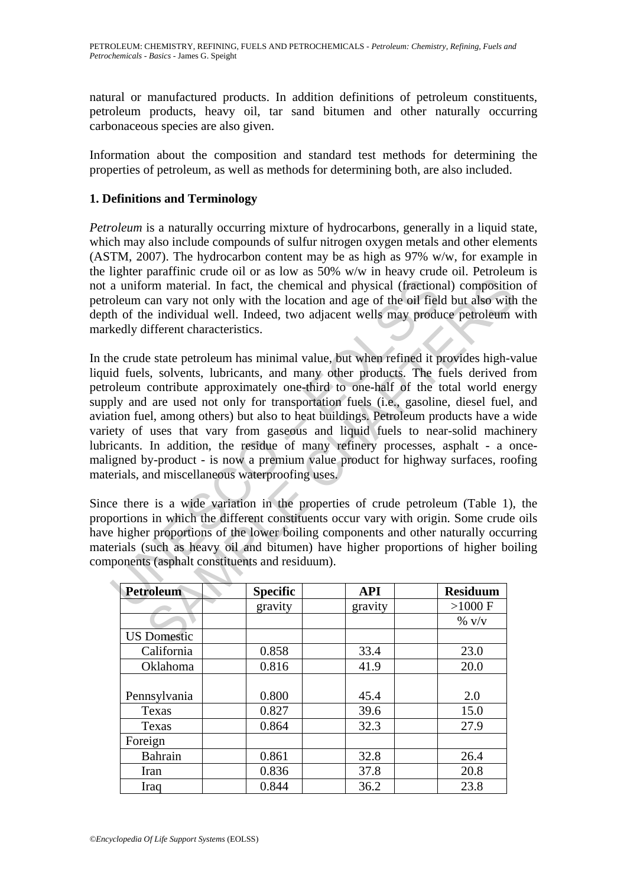natural or manufactured products. In addition definitions of petroleum constituents, petroleum products, heavy oil, tar sand bitumen and other naturally occurring carbonaceous species are also given.

Information about the composition and standard test methods for determining the properties of petroleum, as well as methods for determining both, are also included.

## 1. Definitions and Terminology

*Petroleum* is a naturally occurring mixture of hydrocarbons, generally in a liquid state, which may also include compounds of sulfur nitrogen oxygen metals and other elements (ASTM, 2007). The hydrocarbon content may be as high as 97% w/w, for example in the lighter paraffinic crude oil or as low as 50% w/w in heavy crude oil. Petroleum is not a uniform material. In fact, the chemical and physical (fractional) composition of petroleum can vary not only with the location and age of the oil field but also with the depth of the individual well. Indeed, two adjacent wells may produce petroleum with markedly different characteristics.

In the crude state petroleum has minimal value, but when refined it provides high-value liquid fuels, solvents, lubricants, and many other products. The fuels derived from petroleum contribute approximately one-third to one-half of the total world energy supply and are used not only for transportation fuels (i.e., gasoline, diesel fuel, and aviation fuel, among others) but also to heat buildings. Petroleum products have a wide variety of uses that vary from gaseous and liquid fuels to near-solid machinery lubricants. In addition, the residue of many refinery processes, asphalt - a once-maligned by-product - is now a premium value product for highway surfaces, roofing materials, and miscellaneous waterproofing uses.

Since there is a wide variation in the properties of crude petroleum (Table 1), the proportions in which the different constituents occur vary with origin. Some crude oils have higher proportions of the lower boiling components and other naturally occurring materials (such as heavy oil and bitumen) have higher proportions of higher boiling components (asphalt constituents and residuum).

| Petroleum | | Specific gravity | | API gravity | | Residuum >1000 F % v/v |
|---|---|---|---|---|---|---|
| US Domestic | | | | | | |
| California | | 0.858 | | 33.4 | | 23.0 |
| Oklahoma | | 0.816 | | 41.9 | | 20.0 |
| Pennsylvania | | 0.800 | | 45.4 | | 2.0 |
| Texas | | 0.827 | | 39.6 | | 15.0 |
| Texas | | 0.864 | | 32.3 | | 27.9 |
| Foreign | | | | | | |
| Bahrain | | 0.861 | | 32.8 | | 26.4 |
| Iran | | 0.836 | | 37.8 | | 20.8 |
| Iraq | | 0.844 | | 36.2 | | 23.8 |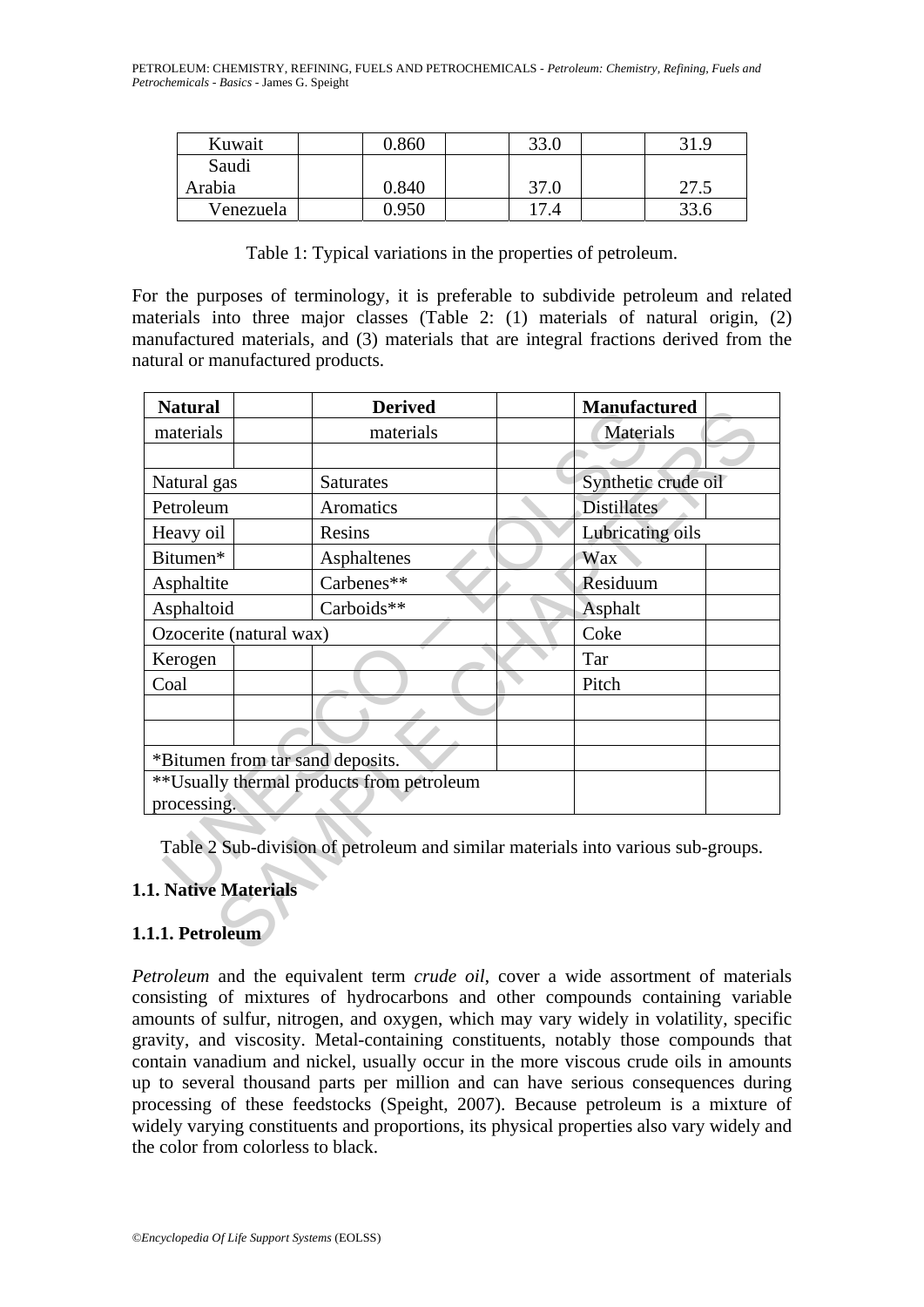| Kuwait | | 0.860 | | 33.0 | | 31.9 |
|---|---|---|---|---|---|---|
| Saudi Arabia | | 0.840 | | 37.0 | | 27.5 |
| Venezuela | | 0.950 | | 17.4 | | 33.6 |

Table 1: Typical variations in the properties of petroleum.

For the purposes of terminology, it is preferable to subdivide petroleum and related materials into three major classes (Table 2: (1) materials of natural origin, (2) manufactured materials, and (3) materials that are integral fractions derived from the natural or manufactured products.

| **Natural materials** | **Derived materials** | **Manufactured Materials** |
|---|---|---|
| Natural gas | Saturates | Synthetic crude oil |
| Petroleum | Aromatics | Distillates |
| Heavy oil | Resins | Lubricating oils |
| Bitumen* | Asphaltenes | Wax |
| Asphaltite | Carbenes** | Residuum |
| Asphaltoid | Carboids** | Asphalt |
| Ozocerite (natural wax) | | Coke |
| Kerogen | | Tar |
| Coal | | Pitch |
| *Bitumen from tar sand deposits. | | |
| **Usually thermal products from petroleum processing. | | |

Table 2 Sub-division of petroleum and similar materials into various sub-groups.

### 1.1. Native Materials

#### 1.1.1. Petroleum

*Petroleum* and the equivalent term *crude oil*, cover a wide assortment of materials consisting of mixtures of hydrocarbons and other compounds containing variable amounts of sulfur, nitrogen, and oxygen, which may vary widely in volatility, specific gravity, and viscosity. Metal-containing constituents, notably those compounds that contain vanadium and nickel, usually occur in the more viscous crude oils in amounts up to several thousand parts per million and can have serious consequences during processing of these feedstocks (Speight, 2007). Because petroleum is a mixture of widely varying constituents and proportions, its physical properties also vary widely and the color from colorless to black.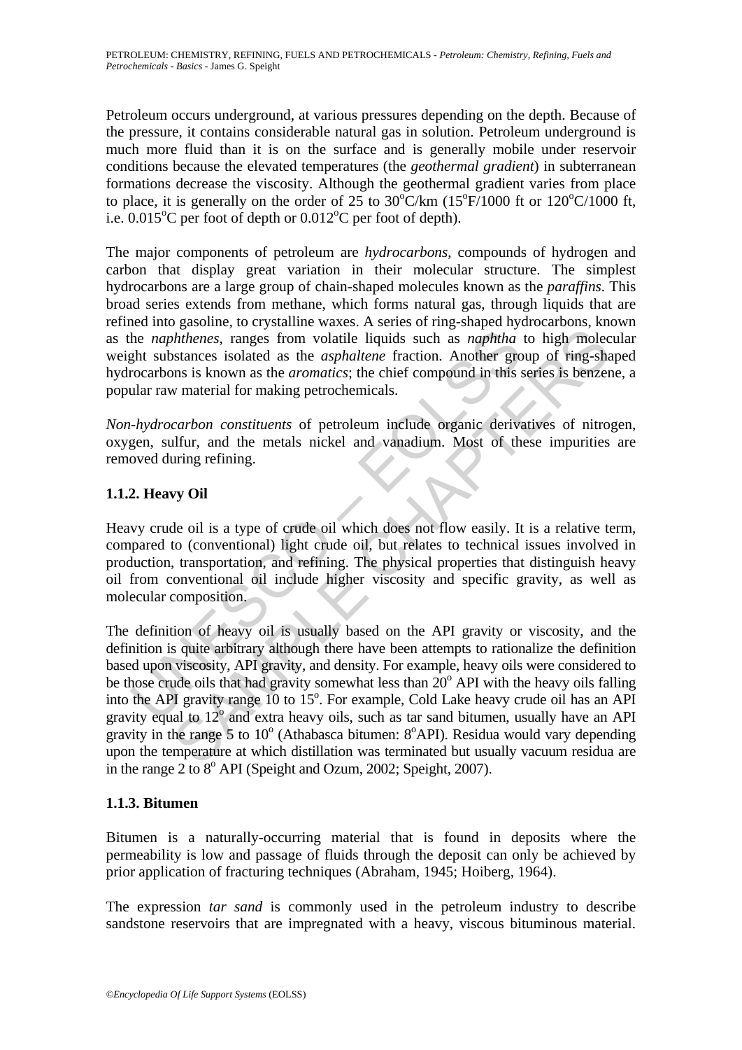Petroleum occurs underground, at various pressures depending on the depth. Because of the pressure, it contains considerable natural gas in solution. Petroleum underground is much more fluid than it is on the surface and is generally mobile under reservoir conditions because the elevated temperatures (the *geothermal gradient*) in subterranean formations decrease the viscosity. Although the geothermal gradient varies from place to place, it is generally on the order of 25 to 30$^o$C/km (15$^o$F/1000 ft or 120$^o$C/1000 ft, i.e. 0.015$^o$C per foot of depth or 0.012$^o$C per foot of depth).

The major components of petroleum are *hydrocarbons*, compounds of hydrogen and carbon that display great variation in their molecular structure. The simplest hydrocarbons are a large group of chain-shaped molecules known as the *paraffins*. This broad series extends from methane, which forms natural gas, through liquids that are refined into gasoline, to crystalline waxes. A series of ring-shaped hydrocarbons, known as the *naphthenes*, ranges from volatile liquids such as *naphtha* to high molecular weight substances isolated as the *asphaltene* fraction. Another group of ring-shaped hydrocarbons is known as the *aromatics*; the chief compound in this series is benzene, a popular raw material for making petrochemicals.

*Non-hydrocarbon constituents* of petroleum include organic derivatives of nitrogen, oxygen, sulfur, and the metals nickel and vanadium. Most of these impurities are removed during refining.

### 1.1.2. Heavy Oil

Heavy crude oil is a type of crude oil which does not flow easily. It is a relative term, compared to (conventional) light crude oil, but relates to technical issues involved in production, transportation, and refining. The physical properties that distinguish heavy oil from conventional oil include higher viscosity and specific gravity, as well as molecular composition.

The definition of heavy oil is usually based on the API gravity or viscosity, and the definition is quite arbitrary although there have been attempts to rationalize the definition based upon viscosity, API gravity, and density. For example, heavy oils were considered to be those crude oils that had gravity somewhat less than 20$^o$ API with the heavy oils falling into the API gravity range 10 to 15$^o$. For example, Cold Lake heavy crude oil has an API gravity equal to 12$^o$ and extra heavy oils, such as tar sand bitumen, usually have an API gravity in the range 5 to 10$^o$ (Athabasca bitumen: 8$^o$API). Residua would vary depending upon the temperature at which distillation was terminated but usually vacuum residua are in the range 2 to 8$^o$ API (Speight and Ozum, 2002; Speight, 2007).

### 1.1.3. Bitumen

Bitumen is a naturally-occurring material that is found in deposits where the permeability is low and passage of fluids through the deposit can only be achieved by prior application of fracturing techniques (Abraham, 1945; Hoiberg, 1964).

The expression *tar sand* is commonly used in the petroleum industry to describe sandstone reservoirs that are impregnated with a heavy, viscous bituminous material.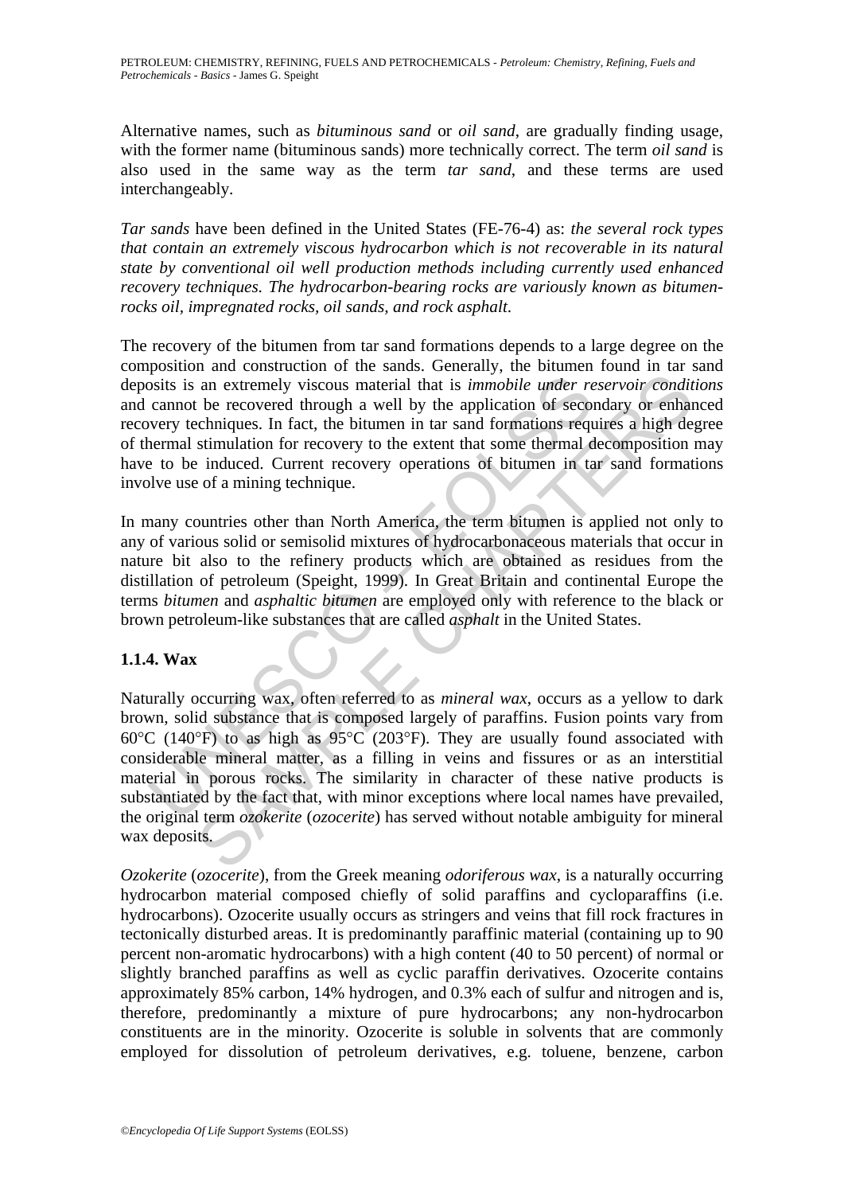Alternative names, such as *bituminous sand* or *oil sand*, are gradually finding usage, with the former name (bituminous sands) more technically correct. The term *oil sand* is also used in the same way as the term *tar sand*, and these terms are used interchangeably.

*Tar sands* have been defined in the United States (FE-76-4) as: *the several rock types that contain an extremely viscous hydrocarbon which is not recoverable in its natural state by conventional oil well production methods including currently used enhanced recovery techniques. The hydrocarbon-bearing rocks are variously known as bitumen-rocks oil, impregnated rocks, oil sands, and rock asphalt.*

The recovery of the bitumen from tar sand formations depends to a large degree on the composition and construction of the sands. Generally, the bitumen found in tar sand deposits is an extremely viscous material that is *immobile under reservoir conditions* and cannot be recovered through a well by the application of secondary or enhanced recovery techniques. In fact, the bitumen in tar sand formations requires a high degree of thermal stimulation for recovery to the extent that some thermal decomposition may have to be induced. Current recovery operations of bitumen in tar sand formations involve use of a mining technique.

In many countries other than North America, the term bitumen is applied not only to any of various solid or semisolid mixtures of hydrocarbonaceous materials that occur in nature bit also to the refinery products which are obtained as residues from the distillation of petroleum (Speight, 1999). In Great Britain and continental Europe the terms *bitumen* and *asphaltic bitumen* are employed only with reference to the black or brown petroleum-like substances that are called *asphalt* in the United States.

### 1.1.4. Wax

Naturally occurring wax, often referred to as *mineral wax*, occurs as a yellow to dark brown, solid substance that is composed largely of paraffins. Fusion points vary from 60°C (140°F) to as high as 95°C (203°F). They are usually found associated with considerable mineral matter, as a filling in veins and fissures or as an interstitial material in porous rocks. The similarity in character of these native products is substantiated by the fact that, with minor exceptions where local names have prevailed, the original term *ozokerite* (*ozocerite*) has served without notable ambiguity for mineral wax deposits.

*Ozokerite* (*ozocerite*), from the Greek meaning *odoriferous wax*, is a naturally occurring hydrocarbon material composed chiefly of solid paraffins and cycloparaffins (i.e. hydrocarbons). Ozocerite usually occurs as stringers and veins that fill rock fractures in tectonically disturbed areas. It is predominantly paraffinic material (containing up to 90 percent non-aromatic hydrocarbons) with a high content (40 to 50 percent) of normal or slightly branched paraffins as well as cyclic paraffin derivatives. Ozocerite contains approximately 85% carbon, 14% hydrogen, and 0.3% each of sulfur and nitrogen and is, therefore, predominantly a mixture of pure hydrocarbons; any non-hydrocarbon constituents are in the minority. Ozocerite is soluble in solvents that are commonly employed for dissolution of petroleum derivatives, e.g. toluene, benzene, carbon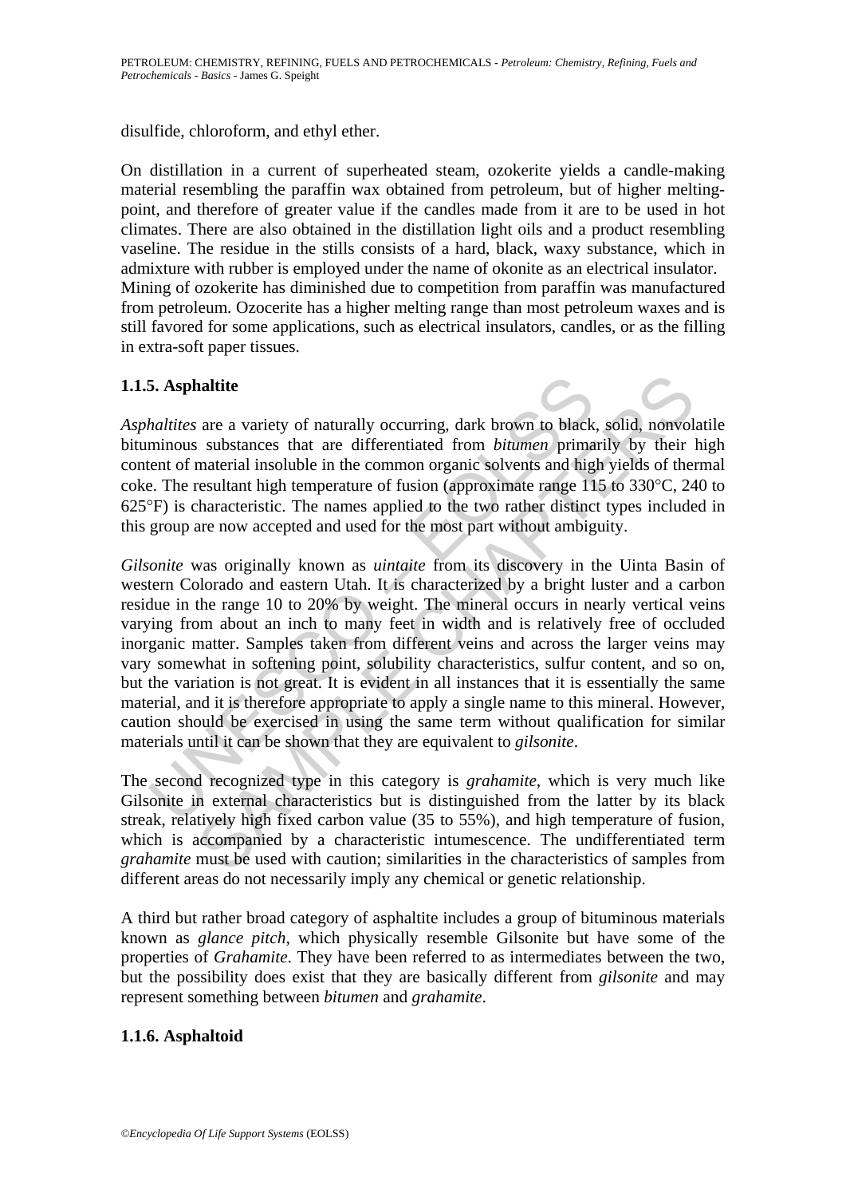disulfide, chloroform, and ethyl ether.

On distillation in a current of superheated steam, ozokerite yields a candle-making material resembling the paraffin wax obtained from petroleum, but of higher melting-point, and therefore of greater value if the candles made from it are to be used in hot climates. There are also obtained in the distillation light oils and a product resembling vaseline. The residue in the stills consists of a hard, black, waxy substance, which in admixture with rubber is employed under the name of okonite as an electrical insulator. Mining of ozokerite has diminished due to competition from paraffin was manufactured from petroleum. Ozocerite has a higher melting range than most petroleum waxes and is still favored for some applications, such as electrical insulators, candles, or as the filling in extra-soft paper tissues.

### 1.1.5. Asphaltite

*Asphaltites* are a variety of naturally occurring, dark brown to black, solid, nonvolatile bituminous substances that are differentiated from *bitumen* primarily by their high content of material insoluble in the common organic solvents and high yields of thermal coke. The resultant high temperature of fusion (approximate range 115 to 330°C, 240 to 625°F) is characteristic. The names applied to the two rather distinct types included in this group are now accepted and used for the most part without ambiguity.

*Gilsonite* was originally known as *uintaite* from its discovery in the Uinta Basin of western Colorado and eastern Utah. It is characterized by a bright luster and a carbon residue in the range 10 to 20% by weight. The mineral occurs in nearly vertical veins varying from about an inch to many feet in width and is relatively free of occluded inorganic matter. Samples taken from different veins and across the larger veins may vary somewhat in softening point, solubility characteristics, sulfur content, and so on, but the variation is not great. It is evident in all instances that it is essentially the same material, and it is therefore appropriate to apply a single name to this mineral. However, caution should be exercised in using the same term without qualification for similar materials until it can be shown that they are equivalent to *gilsonite*.

The second recognized type in this category is *grahamite*, which is very much like Gilsonite in external characteristics but is distinguished from the latter by its black streak, relatively high fixed carbon value (35 to 55%), and high temperature of fusion, which is accompanied by a characteristic intumescence. The undifferentiated term *grahamite* must be used with caution; similarities in the characteristics of samples from different areas do not necessarily imply any chemical or genetic relationship.

A third but rather broad category of asphaltite includes a group of bituminous materials known as *glance pitch*, which physically resemble Gilsonite but have some of the properties of *Grahamite*. They have been referred to as intermediates between the two, but the possibility does exist that they are basically different from *gilsonite* and may represent something between *bitumen* and *grahamite*.

### 1.1.6. Asphaltoid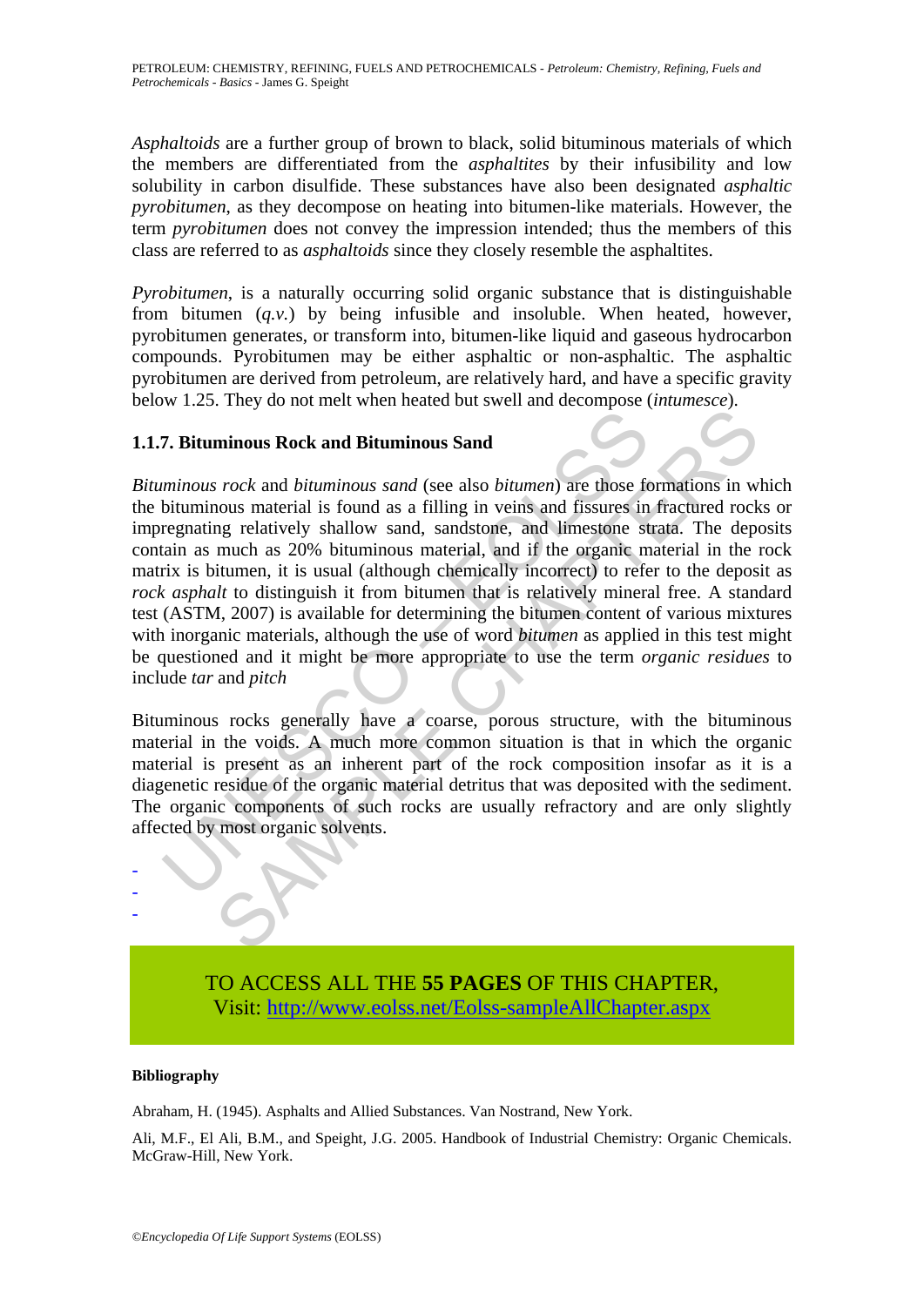*Asphaltoids* are a further group of brown to black, solid bituminous materials of which the members are differentiated from the *asphaltites* by their infusibility and low solubility in carbon disulfide. These substances have also been designated *asphaltic pyrobitumen*, as they decompose on heating into bitumen-like materials. However, the term *pyrobitumen* does not convey the impression intended; thus the members of this class are referred to as *asphaltoids* since they closely resemble the asphaltites.

*Pyrobitumen*, is a naturally occurring solid organic substance that is distinguishable from bitumen (*q.v.*) by being infusible and insoluble. When heated, however, pyrobitumen generates, or transform into, bitumen-like liquid and gaseous hydrocarbon compounds. Pyrobitumen may be either asphaltic or non-asphaltic. The asphaltic pyrobitumen are derived from petroleum, are relatively hard, and have a specific gravity below 1.25. They do not melt when heated but swell and decompose (*intumesce*).

### 1.1.7. Bituminous Rock and Bituminous Sand

*Bituminous rock* and *bituminous sand* (see also *bitumen*) are those formations in which the bituminous material is found as a filling in veins and fissures in fractured rocks or impregnating relatively shallow sand, sandstone, and limestone strata. The deposits contain as much as 20% bituminous material, and if the organic material in the rock matrix is bitumen, it is usual (although chemically incorrect) to refer to the deposit as *rock asphalt* to distinguish it from bitumen that is relatively mineral free. A standard test (ASTM, 2007) is available for determining the bitumen content of various mixtures with inorganic materials, although the use of word *bitumen* as applied in this test might be questioned and it might be more appropriate to use the term *organic residues* to include *tar* and *pitch*

Bituminous rocks generally have a coarse, porous structure, with the bituminous material in the voids. A much more common situation is that in which the organic material is present as an inherent part of the rock composition insofar as it is a diagenetic residue of the organic material detritus that was deposited with the sediment. The organic components of such rocks are usually refractory and are only slightly affected by most organic solvents.

-
-
-

TO ACCESS ALL THE **55 PAGES** OF THIS CHAPTER,
Visit: http://www.eolss.net/Eolss-sampleAllChapter.aspx

**Bibliography**

Abraham, H. (1945). Asphalts and Allied Substances. Van Nostrand, New York.

Ali, M.F., El Ali, B.M., and Speight, J.G. 2005. Handbook of Industrial Chemistry: Organic Chemicals. McGraw-Hill, New York.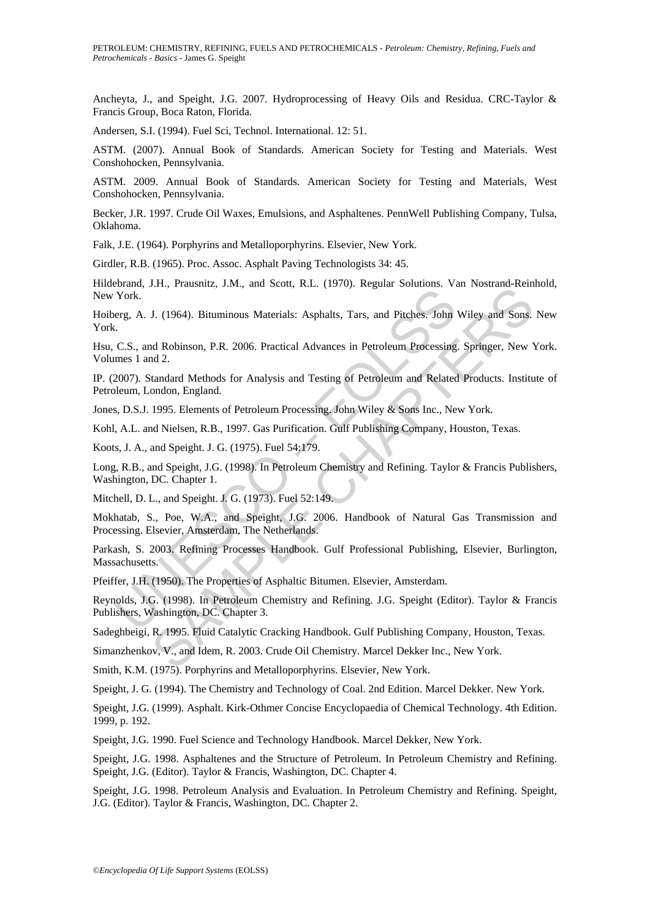Ancheyta, J., and Speight, J.G. 2007. Hydroprocessing of Heavy Oils and Residua. CRC-Taylor & Francis Group, Boca Raton, Florida.

Andersen, S.I. (1994). Fuel Sci, Technol. International. 12: 51.

ASTM. (2007). Annual Book of Standards. American Society for Testing and Materials. West Conshohocken, Pennsylvania.

ASTM. 2009. Annual Book of Standards. American Society for Testing and Materials, West Conshohocken, Pennsylvania.

Becker, J.R. 1997. Crude Oil Waxes, Emulsions, and Asphaltenes. PennWell Publishing Company, Tulsa, Oklahoma.

Falk, J.E. (1964). Porphyrins and Metalloporphyrins. Elsevier, New York.

Girdler, R.B. (1965). Proc. Assoc. Asphalt Paving Technologists 34: 45.

Hildebrand, J.H., Prausnitz, J.M., and Scott, R.L. (1970). Regular Solutions. Van Nostrand-Reinhold, New York.

Hoiberg, A. J. (1964). Bituminous Materials: Asphalts, Tars, and Pitches. John Wiley and Sons. New York.

Hsu, C.S., and Robinson, P.R. 2006. Practical Advances in Petroleum Processing. Springer, New York. Volumes 1 and 2.

IP. (2007). Standard Methods for Analysis and Testing of Petroleum and Related Products. Institute of Petroleum, London, England.

Jones, D.S.J. 1995. Elements of Petroleum Processing. John Wiley & Sons Inc., New York.

Kohl, A.L. and Nielsen, R.B., 1997. Gas Purification. Gulf Publishing Company, Houston, Texas.

Koots, J. A., and Speight. J. G. (1975). Fuel 54:179.

Long, R.B., and Speight, J.G. (1998). In Petroleum Chemistry and Refining. Taylor & Francis Publishers, Washington, DC. Chapter 1.

Mitchell, D. L., and Speight. J. G. (1973). Fuel 52:149.

Mokhatab, S., Poe, W.A., and Speight, J.G. 2006. Handbook of Natural Gas Transmission and Processing. Elsevier, Amsterdam, The Netherlands.

Parkash, S. 2003. Refining Processes Handbook. Gulf Professional Publishing, Elsevier, Burlington, Massachusetts.

Pfeiffer, J.H. (1950). The Properties of Asphaltic Bitumen. Elsevier, Amsterdam.

Reynolds, J.G. (1998). In Petroleum Chemistry and Refining. J.G. Speight (Editor). Taylor & Francis Publishers, Washington, DC. Chapter 3.

Sadeghbeigi, R. 1995. Fluid Catalytic Cracking Handbook. Gulf Publishing Company, Houston, Texas.

Simanzhenkov, V., and Idem, R. 2003. Crude Oil Chemistry. Marcel Dekker Inc., New York.

Smith, K.M. (1975). Porphyrins and Metalloporphyrins. Elsevier, New York.

Speight, J. G. (1994). The Chemistry and Technology of Coal. 2nd Edition. Marcel Dekker. New York.

Speight, J.G. (1999). Asphalt. Kirk-Othmer Concise Encyclopaedia of Chemical Technology. 4th Edition. 1999, p. 192.

Speight, J.G. 1990. Fuel Science and Technology Handbook. Marcel Dekker, New York.

Speight, J.G. 1998. Asphaltenes and the Structure of Petroleum. In Petroleum Chemistry and Refining. Speight, J.G. (Editor). Taylor & Francis, Washington, DC. Chapter 4.

Speight, J.G. 1998. Petroleum Analysis and Evaluation. In Petroleum Chemistry and Refining. Speight, J.G. (Editor). Taylor & Francis, Washington, DC. Chapter 2.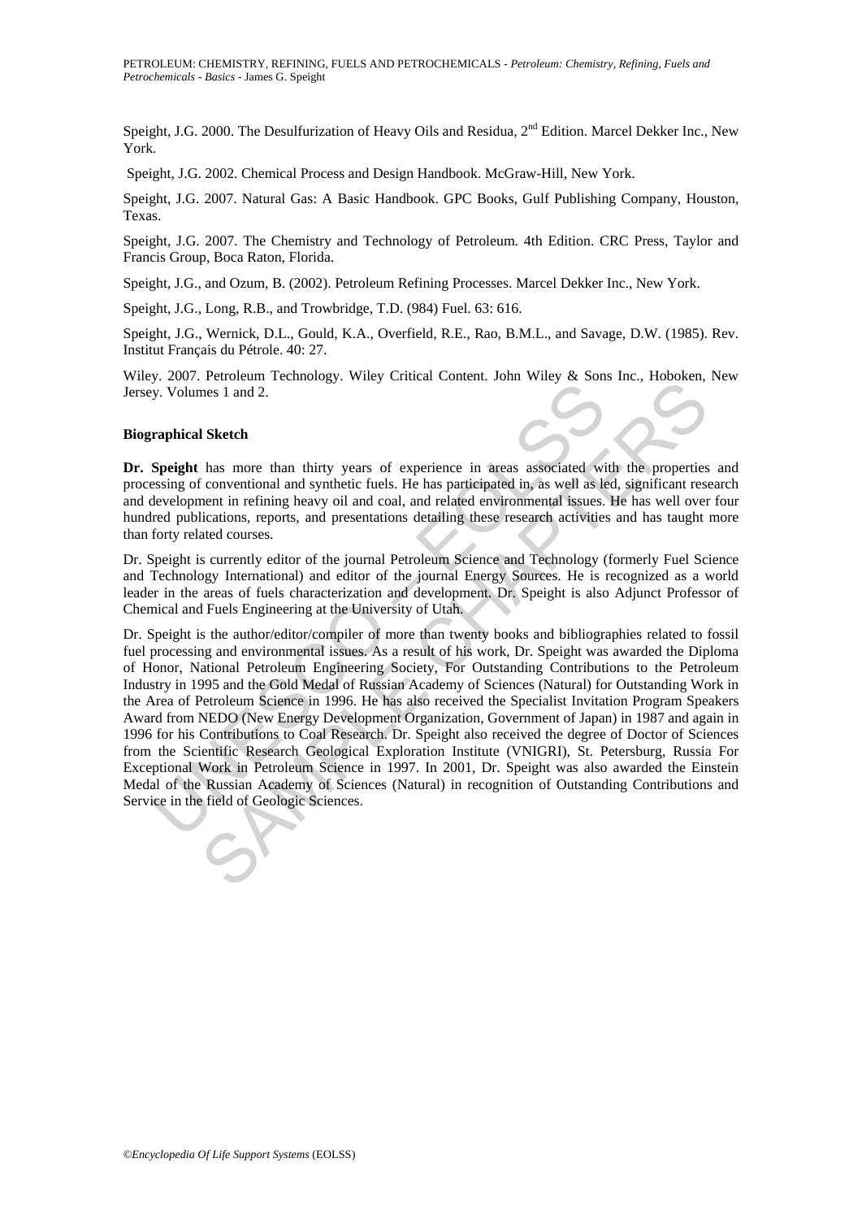Speight, J.G. 2000. The Desulfurization of Heavy Oils and Residua, 2nd Edition. Marcel Dekker Inc., New York.

Speight, J.G. 2002. Chemical Process and Design Handbook. McGraw-Hill, New York.

Speight, J.G. 2007. Natural Gas: A Basic Handbook. GPC Books, Gulf Publishing Company, Houston, Texas.

Speight, J.G. 2007. The Chemistry and Technology of Petroleum. 4th Edition. CRC Press, Taylor and Francis Group, Boca Raton, Florida.

Speight, J.G., and Ozum, B. (2002). Petroleum Refining Processes. Marcel Dekker Inc., New York.

Speight, J.G., Long, R.B., and Trowbridge, T.D. (984) Fuel. 63: 616.

Speight, J.G., Wernick, D.L., Gould, K.A., Overfield, R.E., Rao, B.M.L., and Savage, D.W. (1985). Rev. Institut Français du Pétrole. 40: 27.

Wiley. 2007. Petroleum Technology. Wiley Critical Content. John Wiley & Sons Inc., Hoboken, New Jersey. Volumes 1 and 2.

**Biographical Sketch**

**Dr. Speight** has more than thirty years of experience in areas associated with the properties and processing of conventional and synthetic fuels. He has participated in, as well as led, significant research and development in refining heavy oil and coal, and related environmental issues. He has well over four hundred publications, reports, and presentations detailing these research activities and has taught more than forty related courses.

Dr. Speight is currently editor of the journal Petroleum Science and Technology (formerly Fuel Science and Technology International) and editor of the journal Energy Sources. He is recognized as a world leader in the areas of fuels characterization and development. Dr. Speight is also Adjunct Professor of Chemical and Fuels Engineering at the University of Utah.

Dr. Speight is the author/editor/compiler of more than twenty books and bibliographies related to fossil fuel processing and environmental issues. As a result of his work, Dr. Speight was awarded the Diploma of Honor, National Petroleum Engineering Society, For Outstanding Contributions to the Petroleum Industry in 1995 and the Gold Medal of Russian Academy of Sciences (Natural) for Outstanding Work in the Area of Petroleum Science in 1996. He has also received the Specialist Invitation Program Speakers Award from NEDO (New Energy Development Organization, Government of Japan) in 1987 and again in 1996 for his Contributions to Coal Research. Dr. Speight also received the degree of Doctor of Sciences from the Scientific Research Geological Exploration Institute (VNIGRI), St. Petersburg, Russia For Exceptional Work in Petroleum Science in 1997. In 2001, Dr. Speight was also awarded the Einstein Medal of the Russian Academy of Sciences (Natural) in recognition of Outstanding Contributions and Service in the field of Geologic Sciences.